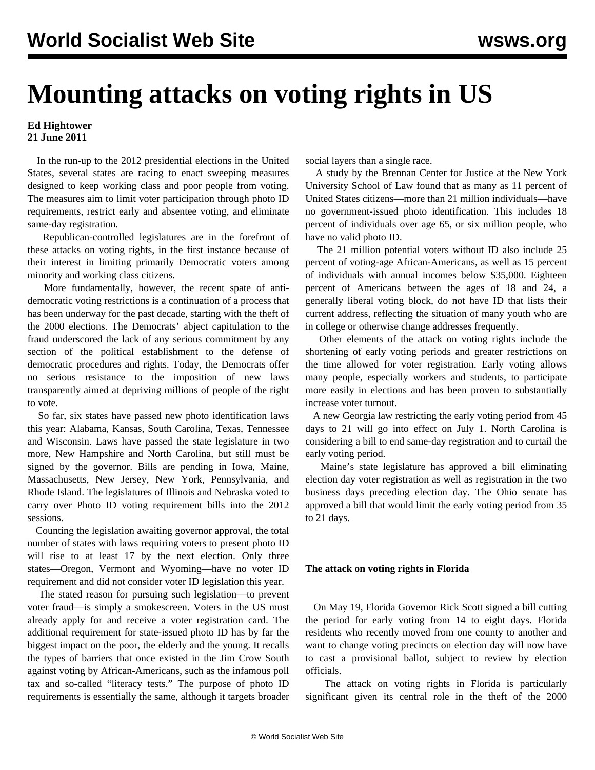# Mounting attacks on voting rights in US

**Ed Hightower**
**21 June 2011**

In the run-up to the 2012 presidential elections in the United States, several states are racing to enact sweeping measures designed to keep working class and poor people from voting. The measures aim to limit voter participation through photo ID requirements, restrict early and absentee voting, and eliminate same-day registration.

Republican-controlled legislatures are in the forefront of these attacks on voting rights, in the first instance because of their interest in limiting primarily Democratic voters among minority and working class citizens.

More fundamentally, however, the recent spate of anti-democratic voting restrictions is a continuation of a process that has been underway for the past decade, starting with the theft of the 2000 elections. The Democrats' abject capitulation to the fraud underscored the lack of any serious commitment by any section of the political establishment to the defense of democratic procedures and rights. Today, the Democrats offer no serious resistance to the imposition of new laws transparently aimed at depriving millions of people of the right to vote.

So far, six states have passed new photo identification laws this year: Alabama, Kansas, South Carolina, Texas, Tennessee and Wisconsin. Laws have passed the state legislature in two more, New Hampshire and North Carolina, but still must be signed by the governor. Bills are pending in Iowa, Maine, Massachusetts, New Jersey, New York, Pennsylvania, and Rhode Island. The legislatures of Illinois and Nebraska voted to carry over Photo ID voting requirement bills into the 2012 sessions.

Counting the legislation awaiting governor approval, the total number of states with laws requiring voters to present photo ID will rise to at least 17 by the next election. Only three states—Oregon, Vermont and Wyoming—have no voter ID requirement and did not consider voter ID legislation this year.

The stated reason for pursuing such legislation—to prevent voter fraud—is simply a smokescreen. Voters in the US must already apply for and receive a voter registration card. The additional requirement for state-issued photo ID has by far the biggest impact on the poor, the elderly and the young. It recalls the types of barriers that once existed in the Jim Crow South against voting by African-Americans, such as the infamous poll tax and so-called "literacy tests." The purpose of photo ID requirements is essentially the same, although it targets broader social layers than a single race.

A study by the Brennan Center for Justice at the New York University School of Law found that as many as 11 percent of United States citizens—more than 21 million individuals—have no government-issued photo identification. This includes 18 percent of individuals over age 65, or six million people, who have no valid photo ID.

The 21 million potential voters without ID also include 25 percent of voting-age African-Americans, as well as 15 percent of individuals with annual incomes below $35,000. Eighteen percent of Americans between the ages of 18 and 24, a generally liberal voting block, do not have ID that lists their current address, reflecting the situation of many youth who are in college or otherwise change addresses frequently.

Other elements of the attack on voting rights include the shortening of early voting periods and greater restrictions on the time allowed for voter registration. Early voting allows many people, especially workers and students, to participate more easily in elections and has been proven to substantially increase voter turnout.

A new Georgia law restricting the early voting period from 45 days to 21 will go into effect on July 1. North Carolina is considering a bill to end same-day registration and to curtail the early voting period.

Maine's state legislature has approved a bill eliminating election day voter registration as well as registration in the two business days preceding election day. The Ohio senate has approved a bill that would limit the early voting period from 35 to 21 days.

**The attack on voting rights in Florida**

On May 19, Florida Governor Rick Scott signed a bill cutting the period for early voting from 14 to eight days. Florida residents who recently moved from one county to another and want to change voting precincts on election day will now have to cast a provisional ballot, subject to review by election officials.

The attack on voting rights in Florida is particularly significant given its central role in the theft of the 2000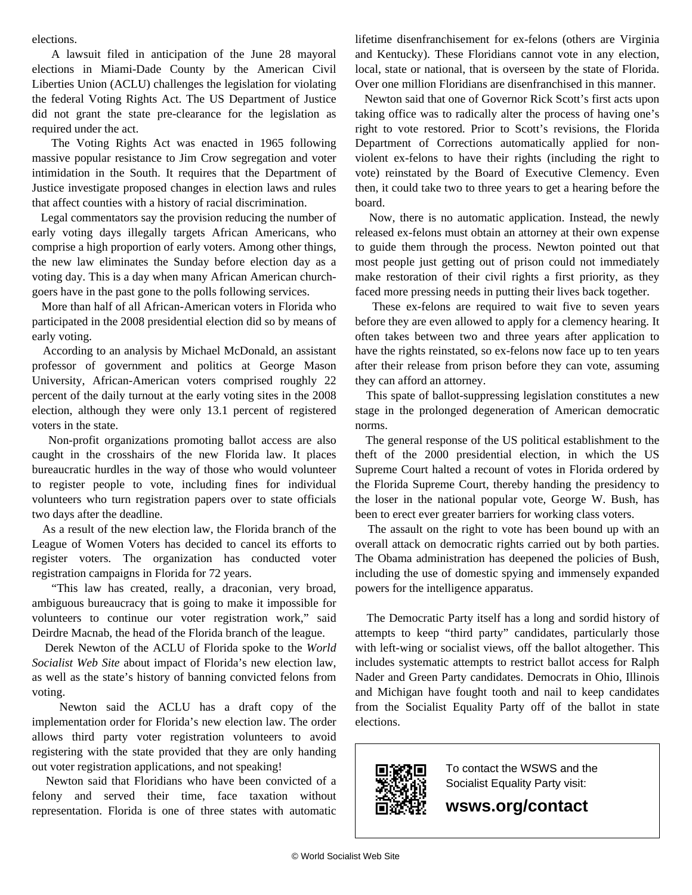elections.

A lawsuit filed in anticipation of the June 28 mayoral elections in Miami-Dade County by the American Civil Liberties Union (ACLU) challenges the legislation for violating the federal Voting Rights Act. The US Department of Justice did not grant the state pre-clearance for the legislation as required under the act.

The Voting Rights Act was enacted in 1965 following massive popular resistance to Jim Crow segregation and voter intimidation in the South. It requires that the Department of Justice investigate proposed changes in election laws and rules that affect counties with a history of racial discrimination.

Legal commentators say the provision reducing the number of early voting days illegally targets African Americans, who comprise a high proportion of early voters. Among other things, the new law eliminates the Sunday before election day as a voting day. This is a day when many African American church-goers have in the past gone to the polls following services.

More than half of all African-American voters in Florida who participated in the 2008 presidential election did so by means of early voting.

According to an analysis by Michael McDonald, an assistant professor of government and politics at George Mason University, African-American voters comprised roughly 22 percent of the daily turnout at the early voting sites in the 2008 election, although they were only 13.1 percent of registered voters in the state.

Non-profit organizations promoting ballot access are also caught in the crosshairs of the new Florida law. It places bureaucratic hurdles in the way of those who would volunteer to register people to vote, including fines for individual volunteers who turn registration papers over to state officials two days after the deadline.

As a result of the new election law, the Florida branch of the League of Women Voters has decided to cancel its efforts to register voters. The organization has conducted voter registration campaigns in Florida for 72 years.

"This law has created, really, a draconian, very broad, ambiguous bureaucracy that is going to make it impossible for volunteers to continue our voter registration work," said Deirdre Macnab, the head of the Florida branch of the league.

Derek Newton of the ACLU of Florida spoke to the *World Socialist Web Site* about impact of Florida's new election law, as well as the state's history of banning convicted felons from voting.

Newton said the ACLU has a draft copy of the implementation order for Florida's new election law. The order allows third party voter registration volunteers to avoid registering with the state provided that they are only handing out voter registration applications, and not speaking!

Newton said that Floridians who have been convicted of a felony and served their time, face taxation without representation. Florida is one of three states with automatic lifetime disenfranchisement for ex-felons (others are Virginia and Kentucky). These Floridians cannot vote in any election, local, state or national, that is overseen by the state of Florida. Over one million Floridians are disenfranchised in this manner.

Newton said that one of Governor Rick Scott's first acts upon taking office was to radically alter the process of having one's right to vote restored. Prior to Scott's revisions, the Florida Department of Corrections automatically applied for non-violent ex-felons to have their rights (including the right to vote) reinstated by the Board of Executive Clemency. Even then, it could take two to three years to get a hearing before the board.

Now, there is no automatic application. Instead, the newly released ex-felons must obtain an attorney at their own expense to guide them through the process. Newton pointed out that most people just getting out of prison could not immediately make restoration of their civil rights a first priority, as they faced more pressing needs in putting their lives back together.

These ex-felons are required to wait five to seven years before they are even allowed to apply for a clemency hearing. It often takes between two and three years after application to have the rights reinstated, so ex-felons now face up to ten years after their release from prison before they can vote, assuming they can afford an attorney.

This spate of ballot-suppressing legislation constitutes a new stage in the prolonged degeneration of American democratic norms.

The general response of the US political establishment to the theft of the 2000 presidential election, in which the US Supreme Court halted a recount of votes in Florida ordered by the Florida Supreme Court, thereby handing the presidency to the loser in the national popular vote, George W. Bush, has been to erect ever greater barriers for working class voters.

The assault on the right to vote has been bound up with an overall attack on democratic rights carried out by both parties. The Obama administration has deepened the policies of Bush, including the use of domestic spying and immensely expanded powers for the intelligence apparatus.

The Democratic Party itself has a long and sordid history of attempts to keep "third party" candidates, particularly those with left-wing or socialist views, off the ballot altogether. This includes systematic attempts to restrict ballot access for Ralph Nader and Green Party candidates. Democrats in Ohio, Illinois and Michigan have fought tooth and nail to keep candidates from the Socialist Equality Party off of the ballot in state elections.

To contact the WSWS and the Socialist Equality Party visit:

**wsws.org/contact**